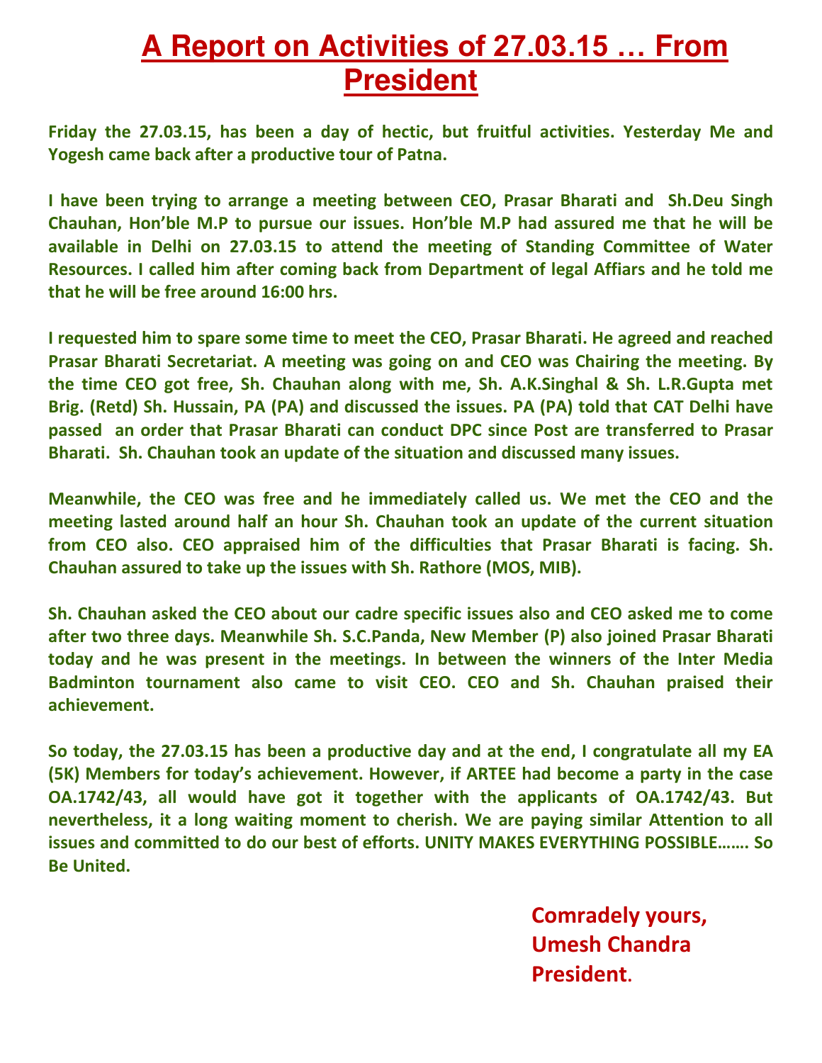# A Report on Activities of 27.03.15 … From President

**Friday the 27.03.15, has been a day of hectic, but fruitful activities. Yesterday Me and Yogesh came back after a productive tour of Patna.**

**I have been trying to arrange a meeting between CEO, Prasar Bharati and Sh.Deu Singh Chauhan, Hon'ble M.P to pursue our issues. Hon'ble M.P had assured me that he will be available in Delhi on 27.03.15 to attend the meeting of Standing Committee of Water Resources. I called him after coming back from Department of legal Affiars and he told me that he will be free around 16:00 hrs.**

**I requested him to spare some time to meet the CEO, Prasar Bharati. He agreed and reached Prasar Bharati Secretariat. A meeting was going on and CEO was Chairing the meeting. By the time CEO got free, Sh. Chauhan along with me, Sh. A.K.Singhal & Sh. L.R.Gupta met Brig. (Retd) Sh. Hussain, PA (PA) and discussed the issues. PA (PA) told that CAT Delhi have passed an order that Prasar Bharati can conduct DPC since Post are transferred to Prasar Bharati. Sh. Chauhan took an update of the situation and discussed many issues.**

**Meanwhile, the CEO was free and he immediately called us. We met the CEO and the meeting lasted around half an hour Sh. Chauhan took an update of the current situation from CEO also. CEO appraised him of the difficulties that Prasar Bharati is facing. Sh. Chauhan assured to take up the issues with Sh. Rathore (MOS, MIB).**

**Sh. Chauhan asked the CEO about our cadre specific issues also and CEO asked me to come after two three days. Meanwhile Sh. S.C.Panda, New Member (P) also joined Prasar Bharati today and he was present in the meetings. In between the winners of the Inter Media Badminton tournament also came to visit CEO. CEO and Sh. Chauhan praised their achievement.**

**So today, the 27.03.15 has been a productive day and at the end, I congratulate all my EA (5K) Members for today's achievement. However, if ARTEE had become a party in the case OA.1742/43, all would have got it together with the applicants of OA.1742/43. But nevertheless, it a long waiting moment to cherish. We are paying similar Attention to all issues and committed to do our best of efforts. UNITY MAKES EVERYTHING POSSIBLE……. So Be United.**

**Comradely yours,**
**Umesh Chandra**
**President.**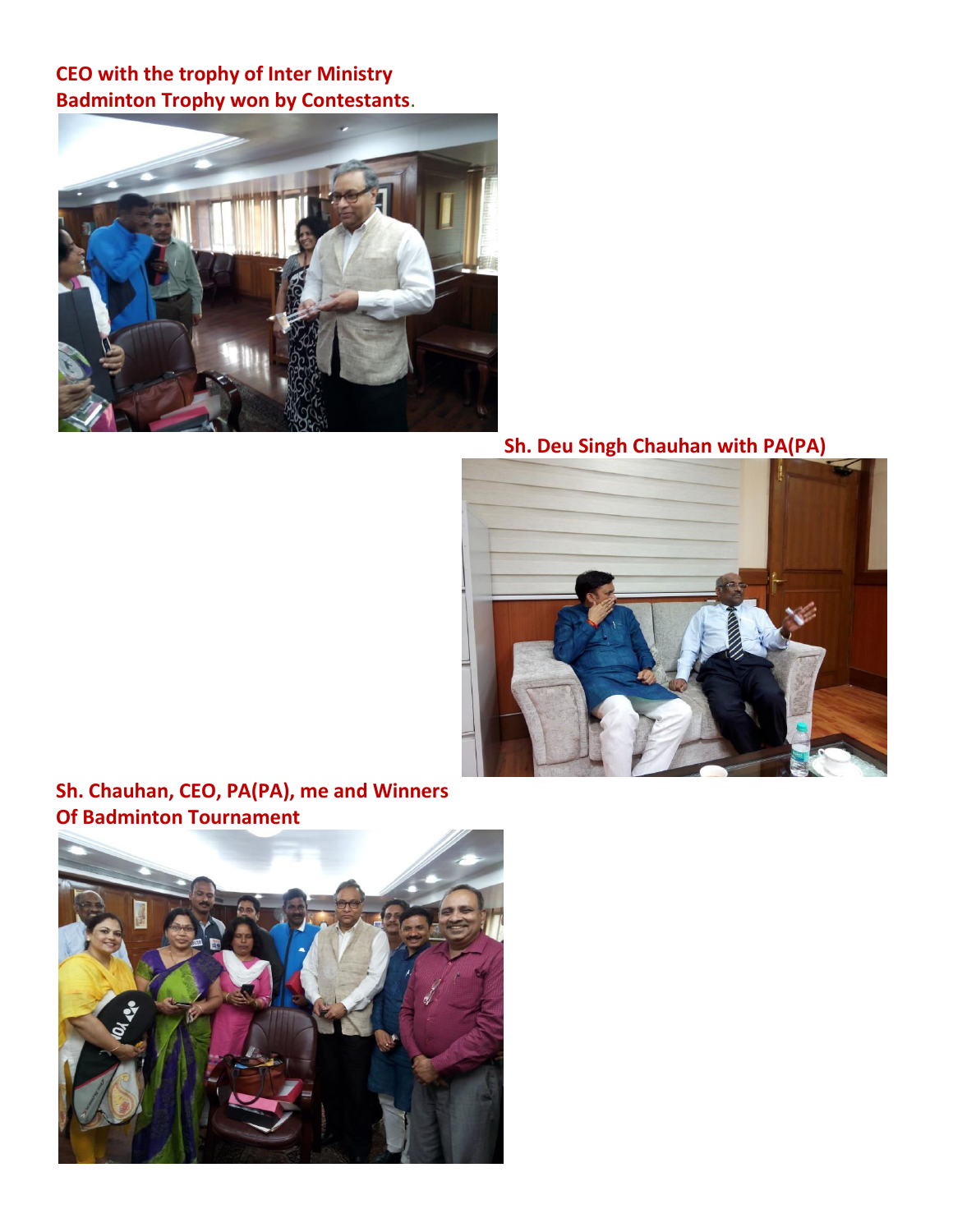**CEO with the trophy of Inter Ministry Badminton Trophy won by Contestants.**

**Sh. Deu Singh Chauhan with PA(PA)**

**Sh. Chauhan, CEO, PA(PA), me and Winners Of Badminton Tournament**